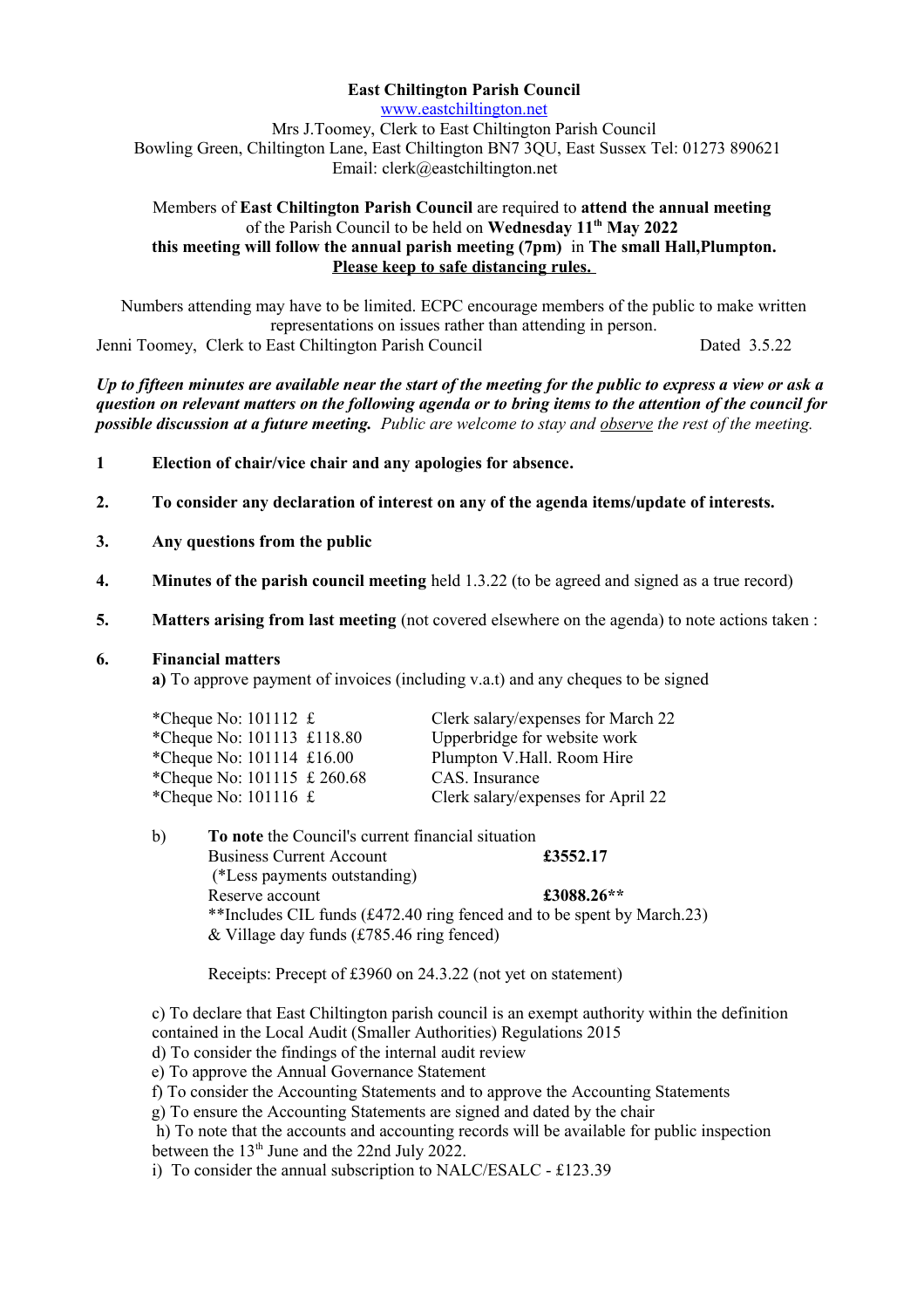**East Chiltington Parish Council**
www.eastchiltington.net
Mrs J.Toomey, Clerk to East Chiltington Parish Council
Bowling Green, Chiltington Lane, East Chiltington BN7 3QU, East Sussex Tel: 01273 890621
Email: clerk@eastchiltington.net

Members of **East Chiltington Parish Council** are required to **attend the annual meeting** of the Parish Council to be held on **Wednesday 11th May 2022**
**this meeting will follow the annual parish meeting (7pm)** in **The small Hall,Plumpton.**
**Please keep to safe distancing rules.**

Numbers attending may have to be limited. ECPC encourage members of the public to make written representations on issues rather than attending in person.

Jenni Toomey, Clerk to East Chiltington Parish Council — Dated 3.5.22

***Up to fifteen minutes are available near the start of the meeting for the public to express a view or ask a question on relevant matters on the following agenda or to bring items to the attention of the council for possible discussion at a future meeting.*** *Public are welcome to stay and observe the rest of the meeting.*

1. **Election of chair/vice chair and any apologies for absence.**

2. **To consider any declaration of interest on any of the agenda items/update of interests.**

3. **Any questions from the public**

4. **Minutes of the parish council meeting** held 1.3.22 (to be agreed and signed as a true record)

5. **Matters arising from last meeting** (not covered elsewhere on the agenda) to note actions taken :

6. **Financial matters**

   **a)** To approve payment of invoices (including v.a.t) and any cheques to be signed

   | Cheque | Payee |
   |---|---|
   | *Cheque No: 101112 £ | Clerk salary/expenses for March 22 |
   | *Cheque No: 101113 £118.80 | Upperbridge for website work |
   | *Cheque No: 101114 £16.00 | Plumpton V.Hall. Room Hire |
   | *Cheque No: 101115 £ 260.68 | CAS. Insurance |
   | *Cheque No: 101116 £ | Clerk salary/expenses for April 22 |

   b) **To note** the Council's current financial situation

   | | |
   |---|---|
   | Business Current Account (*Less payments outstanding) | **£3552.17** |
   | Reserve account | **£3088.26**** |

   **Includes CIL funds (£472.40 ring fenced and to be spent by March.23) & Village day funds (£785.46 ring fenced)

   Receipts: Precept of £3960 on 24.3.22 (not yet on statement)

   c) To declare that East Chiltington parish council is an exempt authority within the definition contained in the Local Audit (Smaller Authorities) Regulations 2015
   d) To consider the findings of the internal audit review
   e) To approve the Annual Governance Statement
   f) To consider the Accounting Statements and to approve the Accounting Statements
   g) To ensure the Accounting Statements are signed and dated by the chair
   h) To note that the accounts and accounting records will be available for public inspection between the 13th June and the 22nd July 2022.
   i) To consider the annual subscription to NALC/ESALC - £123.39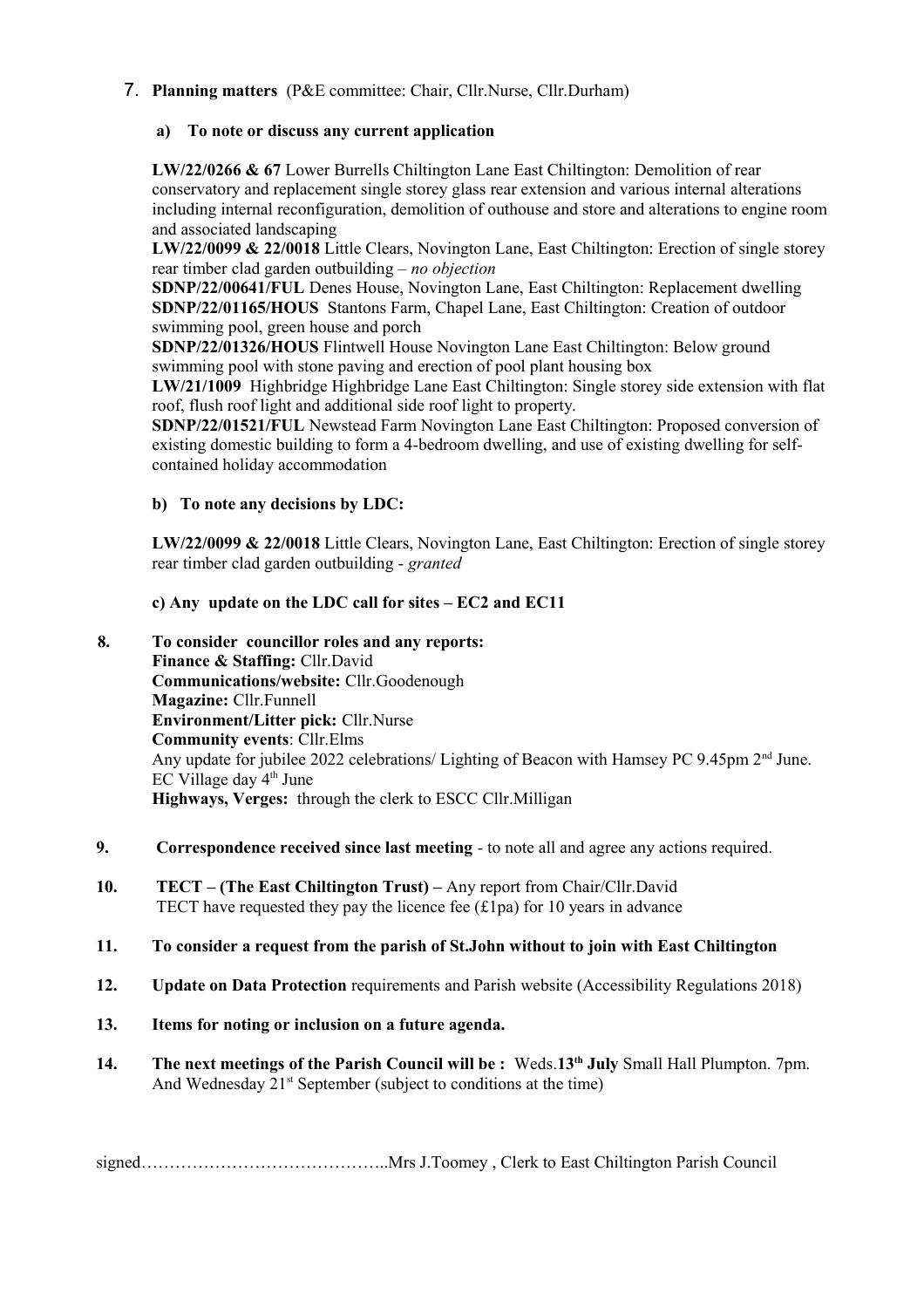7. **Planning matters** (P&E committee: Chair, Cllr.Nurse, Cllr.Durham)

   **a) To note or discuss any current application**

   **LW/22/0266 & 67** Lower Burrells Chiltington Lane East Chiltington: Demolition of rear conservatory and replacement single storey glass rear extension and various internal alterations including internal reconfiguration, demolition of outhouse and store and alterations to engine room and associated landscaping

   **LW/22/0099 & 22/0018** Little Clears, Novington Lane, East Chiltington: Erection of single storey rear timber clad garden outbuilding – *no objection*

   **SDNP/22/00641/FUL** Denes House, Novington Lane, East Chiltington: Replacement dwelling

   **SDNP/22/01165/HOUS** Stantons Farm, Chapel Lane, East Chiltington: Creation of outdoor swimming pool, green house and porch

   **SDNP/22/01326/HOUS** Flintwell House Novington Lane East Chiltington: Below ground swimming pool with stone paving and erection of pool plant housing box

   **LW/21/1009** Highbridge Highbridge Lane East Chiltington: Single storey side extension with flat roof, flush roof light and additional side roof light to property.

   **SDNP/22/01521/FUL** Newstead Farm Novington Lane East Chiltington: Proposed conversion of existing domestic building to form a 4-bedroom dwelling, and use of existing dwelling for self-contained holiday accommodation

   **b) To note any decisions by LDC:**

   **LW/22/0099 & 22/0018** Little Clears, Novington Lane, East Chiltington: Erection of single storey rear timber clad garden outbuilding - *granted*

   **c) Any update on the LDC call for sites – EC2 and EC11**

8. **To consider councillor roles and any reports:**
   **Finance & Staffing:** Cllr.David
   **Communications/website:** Cllr.Goodenough
   **Magazine:** Cllr.Funnell
   **Environment/Litter pick:** Cllr.Nurse
   **Community events**: Cllr.Elms
   Any update for jubilee 2022 celebrations/ Lighting of Beacon with Hamsey PC 9.45pm 2nd June. EC Village day 4th June
   **Highways, Verges:** through the clerk to ESCC Cllr.Milligan

9. **Correspondence received since last meeting** - to note all and agree any actions required.

10. **TECT – (The East Chiltington Trust) –** Any report from Chair/Cllr.David
    TECT have requested they pay the licence fee (£1pa) for 10 years in advance

11. **To consider a request from the parish of St.John without to join with East Chiltington**

12. **Update on Data Protection** requirements and Parish website (Accessibility Regulations 2018)

13. **Items for noting or inclusion on a future agenda.**

14. **The next meetings of the Parish Council will be :** Weds.**13th July** Small Hall Plumpton. 7pm. And Wednesday 21st September (subject to conditions at the time)

signed……………………………………..Mrs J.Toomey , Clerk to East Chiltington Parish Council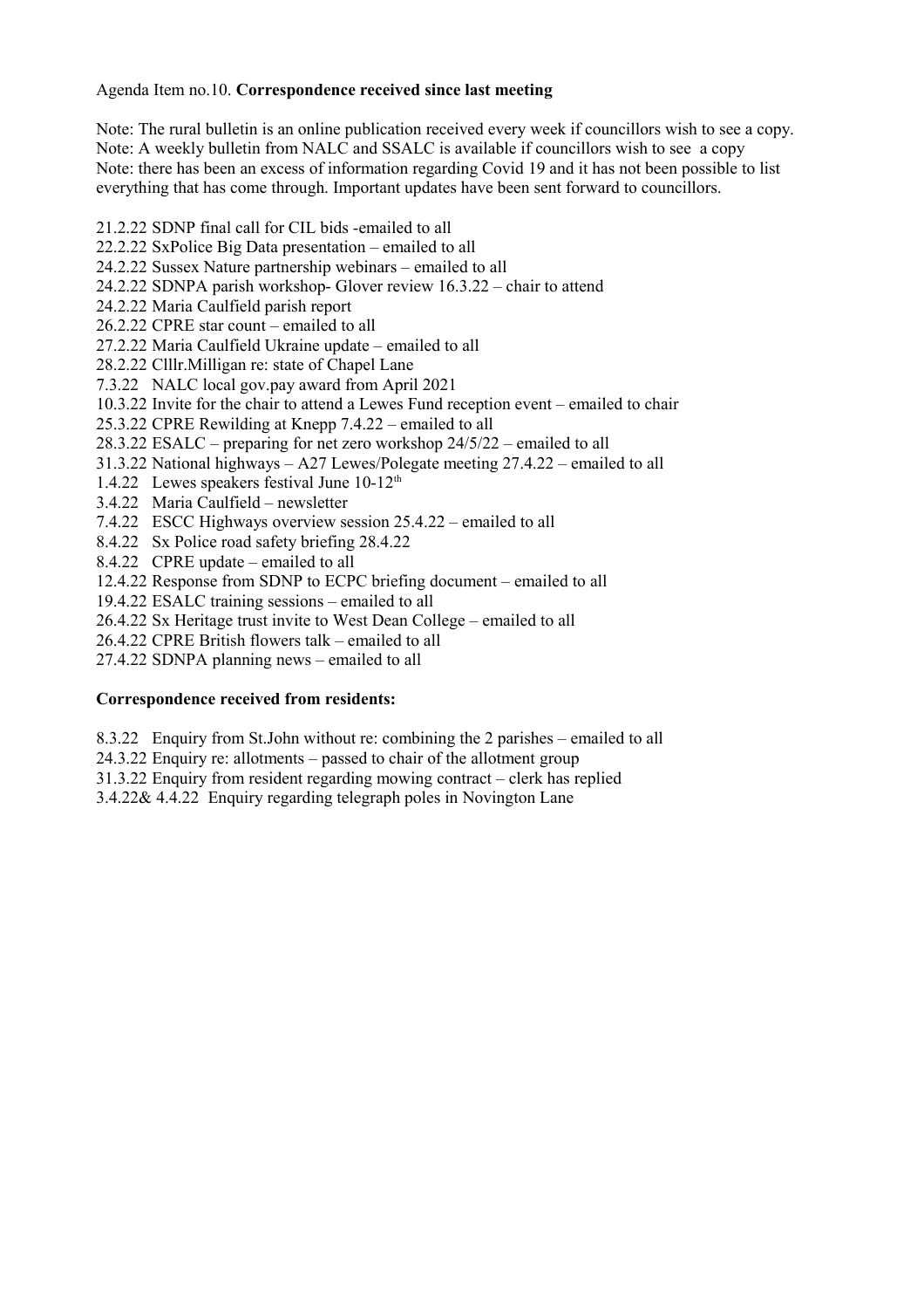Agenda Item no.10. **Correspondence received since last meeting**

Note: The rural bulletin is an online publication received every week if councillors wish to see a copy.
Note: A weekly bulletin from NALC and SSALC is available if councillors wish to see a copy
Note: there has been an excess of information regarding Covid 19 and it has not been possible to list everything that has come through. Important updates have been sent forward to councillors.

21.2.22 SDNP final call for CIL bids -emailed to all
22.2.22 SxPolice Big Data presentation – emailed to all
24.2.22 Sussex Nature partnership webinars – emailed to all
24.2.22 SDNPA parish workshop- Glover review 16.3.22 – chair to attend
24.2.22 Maria Caulfield parish report
26.2.22 CPRE star count – emailed to all
27.2.22 Maria Caulfield Ukraine update – emailed to all
28.2.22 Clllr.Milligan re: state of Chapel Lane
7.3.22 NALC local gov.pay award from April 2021
10.3.22 Invite for the chair to attend a Lewes Fund reception event – emailed to chair
25.3.22 CPRE Rewilding at Knepp 7.4.22 – emailed to all
28.3.22 ESALC – preparing for net zero workshop 24/5/22 – emailed to all
31.3.22 National highways – A27 Lewes/Polegate meeting 27.4.22 – emailed to all
1.4.22 Lewes speakers festival June 10-12th
3.4.22 Maria Caulfield – newsletter
7.4.22 ESCC Highways overview session 25.4.22 – emailed to all
8.4.22 Sx Police road safety briefing 28.4.22
8.4.22 CPRE update – emailed to all
12.4.22 Response from SDNP to ECPC briefing document – emailed to all
19.4.22 ESALC training sessions – emailed to all
26.4.22 Sx Heritage trust invite to West Dean College – emailed to all
26.4.22 CPRE British flowers talk – emailed to all
27.4.22 SDNPA planning news – emailed to all

**Correspondence received from residents:**

8.3.22 Enquiry from St.John without re: combining the 2 parishes – emailed to all
24.3.22 Enquiry re: allotments – passed to chair of the allotment group
31.3.22 Enquiry from resident regarding mowing contract – clerk has replied
3.4.22& 4.4.22 Enquiry regarding telegraph poles in Novington Lane